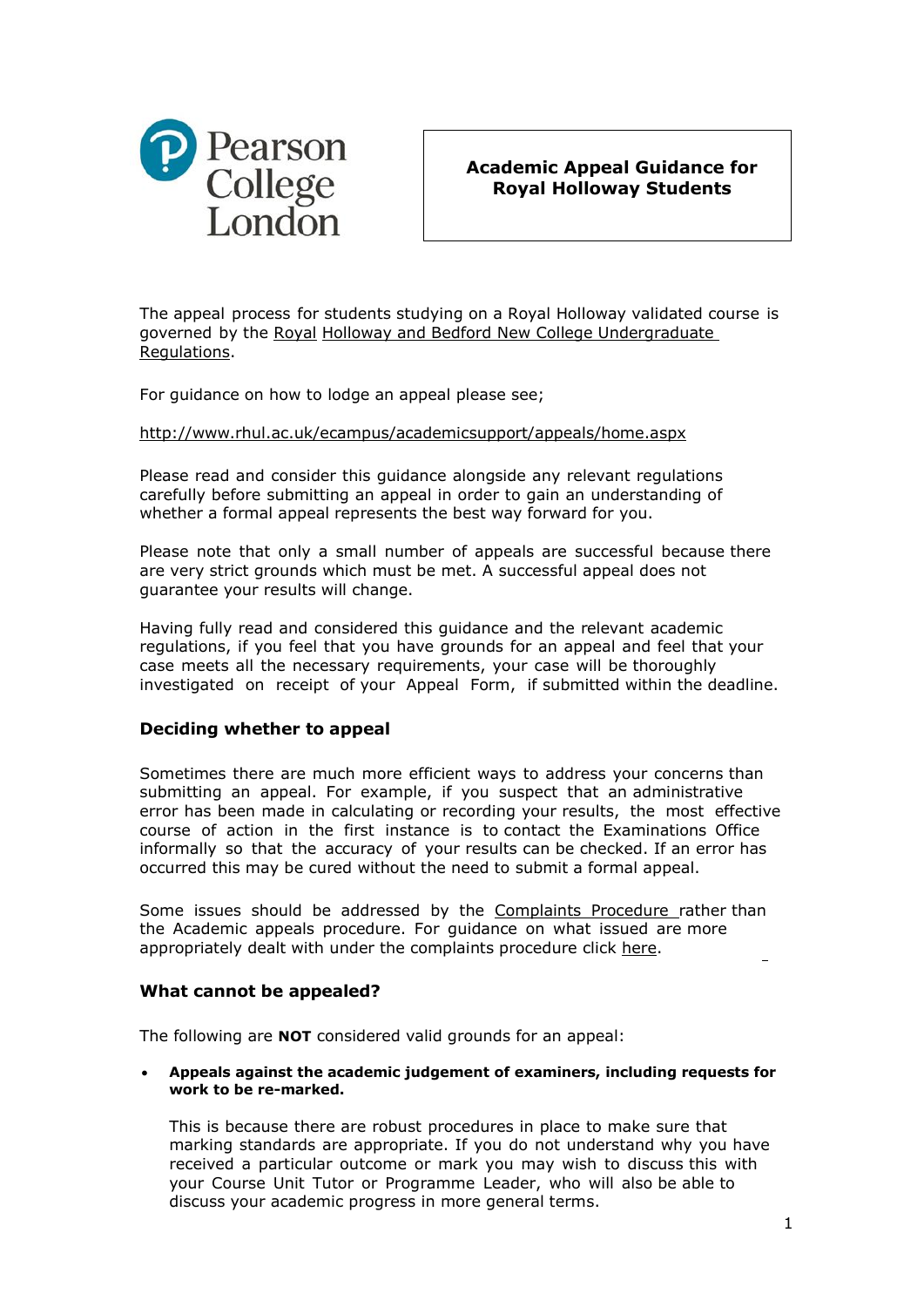Pearson College London

# Academic Appeal Guidance for Royal Holloway Students

The appeal process for students studying on a Royal Holloway validated course is governed by the Royal Holloway and Bedford New College Undergraduate Regulations.

For guidance on how to lodge an appeal please see;

http://www.rhul.ac.uk/ecampus/academicsupport/appeals/home.aspx

Please read and consider this guidance alongside any relevant regulations carefully before submitting an appeal in order to gain an understanding of whether a formal appeal represents the best way forward for you.

Please note that only a small number of appeals are successful because there are very strict grounds which must be met. A successful appeal does not guarantee your results will change.

Having fully read and considered this guidance and the relevant academic regulations, if you feel that you have grounds for an appeal and feel that your case meets all the necessary requirements, your case will be thoroughly investigated on receipt of your Appeal Form, if submitted within the deadline.

## Deciding whether to appeal

Sometimes there are much more efficient ways to address your concerns than submitting an appeal. For example, if you suspect that an administrative error has been made in calculating or recording your results, the most effective course of action in the first instance is to contact the Examinations Office informally so that the accuracy of your results can be checked. If an error has occurred this may be cured without the need to submit a formal appeal.

Some issues should be addressed by the Complaints Procedure rather than the Academic appeals procedure. For guidance on what issued are more appropriately dealt with under the complaints procedure click here.

## What cannot be appealed?

The following are **NOT** considered valid grounds for an appeal:

- **Appeals against the academic judgement of examiners, including requests for work to be re-marked.**

  This is because there are robust procedures in place to make sure that marking standards are appropriate. If you do not understand why you have received a particular outcome or mark you may wish to discuss this with your Course Unit Tutor or Programme Leader, who will also be able to discuss your academic progress in more general terms.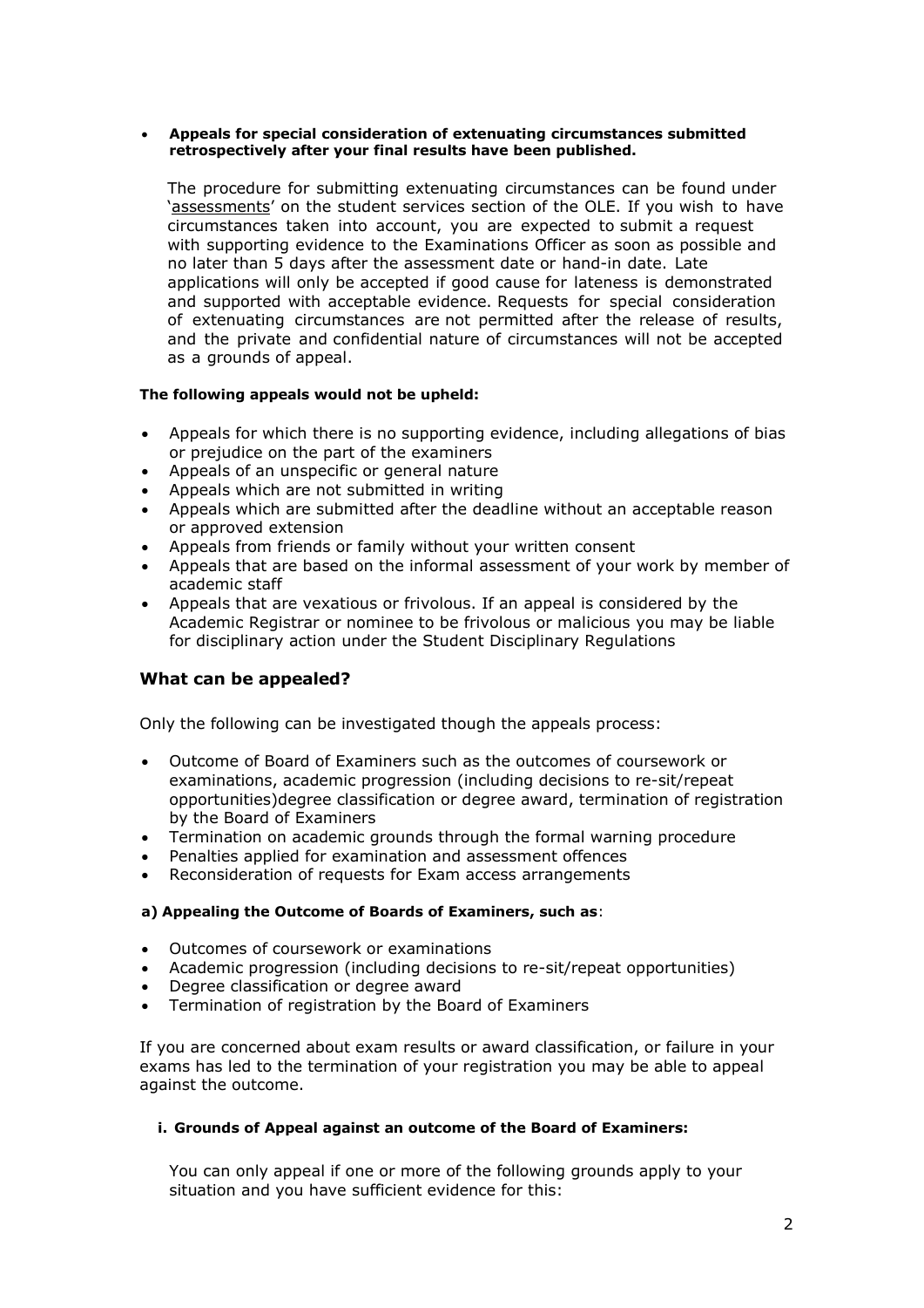- **Appeals for special consideration of extenuating circumstances submitted retrospectively after your final results have been published.**

  The procedure for submitting extenuating circumstances can be found under 'assessments' on the student services section of the OLE. If you wish to have circumstances taken into account, you are expected to submit a request with supporting evidence to the Examinations Officer as soon as possible and no later than 5 days after the assessment date or hand-in date. Late applications will only be accepted if good cause for lateness is demonstrated and supported with acceptable evidence. Requests for special consideration of extenuating circumstances are not permitted after the release of results, and the private and confidential nature of circumstances will not be accepted as a grounds of appeal.

**The following appeals would not be upheld:**

- Appeals for which there is no supporting evidence, including allegations of bias or prejudice on the part of the examiners
- Appeals of an unspecific or general nature
- Appeals which are not submitted in writing
- Appeals which are submitted after the deadline without an acceptable reason or approved extension
- Appeals from friends or family without your written consent
- Appeals that are based on the informal assessment of your work by member of academic staff
- Appeals that are vexatious or frivolous. If an appeal is considered by the Academic Registrar or nominee to be frivolous or malicious you may be liable for disciplinary action under the Student Disciplinary Regulations

## What can be appealed?

Only the following can be investigated though the appeals process:

- Outcome of Board of Examiners such as the outcomes of coursework or examinations, academic progression (including decisions to re-sit/repeat opportunities)degree classification or degree award, termination of registration by the Board of Examiners
- Termination on academic grounds through the formal warning procedure
- Penalties applied for examination and assessment offences
- Reconsideration of requests for Exam access arrangements

**a) Appealing the Outcome of Boards of Examiners, such as**:

- Outcomes of coursework or examinations
- Academic progression (including decisions to re-sit/repeat opportunities)
- Degree classification or degree award
- Termination of registration by the Board of Examiners

If you are concerned about exam results or award classification, or failure in your exams has led to the termination of your registration you may be able to appeal against the outcome.

**i. Grounds of Appeal against an outcome of the Board of Examiners:**

You can only appeal if one or more of the following grounds apply to your situation and you have sufficient evidence for this: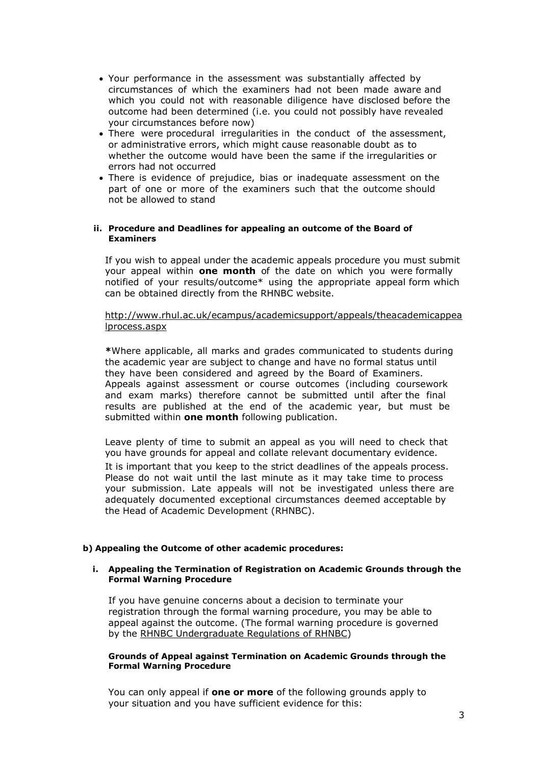- Your performance in the assessment was substantially affected by circumstances of which the examiners had not been made aware and which you could not with reasonable diligence have disclosed before the outcome had been determined (i.e. you could not possibly have revealed your circumstances before now)
- There were procedural irregularities in the conduct of the assessment, or administrative errors, which might cause reasonable doubt as to whether the outcome would have been the same if the irregularities or errors had not occurred
- There is evidence of prejudice, bias or inadequate assessment on the part of one or more of the examiners such that the outcome should not be allowed to stand

#### ii. Procedure and Deadlines for appealing an outcome of the Board of Examiners

If you wish to appeal under the academic appeals procedure you must submit your appeal within **one month** of the date on which you were formally notified of your results/outcome* using the appropriate appeal form which can be obtained directly from the RHNBC website.

http://www.rhul.ac.uk/ecampus/academicsupport/appeals/theacademicappealprocess.aspx

**\***Where applicable, all marks and grades communicated to students during the academic year are subject to change and have no formal status until they have been considered and agreed by the Board of Examiners. Appeals against assessment or course outcomes (including coursework and exam marks) therefore cannot be submitted until after the final results are published at the end of the academic year, but must be submitted within **one month** following publication.

Leave plenty of time to submit an appeal as you will need to check that you have grounds for appeal and collate relevant documentary evidence. It is important that you keep to the strict deadlines of the appeals process. Please do not wait until the last minute as it may take time to process your submission. Late appeals will not be investigated unless there are adequately documented exceptional circumstances deemed acceptable by the Head of Academic Development (RHNBC).

### b) Appealing the Outcome of other academic procedures:

#### i. Appealing the Termination of Registration on Academic Grounds through the Formal Warning Procedure

If you have genuine concerns about a decision to terminate your registration through the formal warning procedure, you may be able to appeal against the outcome. (The formal warning procedure is governed by the RHNBC Undergraduate Regulations of RHNBC)

**Grounds of Appeal against Termination on Academic Grounds through the Formal Warning Procedure**

You can only appeal if **one or more** of the following grounds apply to your situation and you have sufficient evidence for this: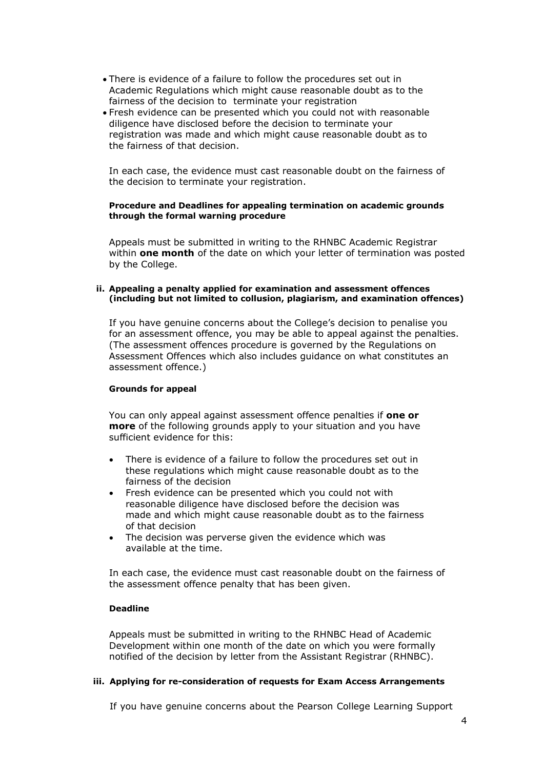- There is evidence of a failure to follow the procedures set out in Academic Regulations which might cause reasonable doubt as to the fairness of the decision to terminate your registration
- Fresh evidence can be presented which you could not with reasonable diligence have disclosed before the decision to terminate your registration was made and which might cause reasonable doubt as to the fairness of that decision.

In each case, the evidence must cast reasonable doubt on the fairness of the decision to terminate your registration.

**Procedure and Deadlines for appealing termination on academic grounds through the formal warning procedure**

Appeals must be submitted in writing to the RHNBC Academic Registrar within **one month** of the date on which your letter of termination was posted by the College.

**ii. Appealing a penalty applied for examination and assessment offences (including but not limited to collusion, plagiarism, and examination offences)**

If you have genuine concerns about the College's decision to penalise you for an assessment offence, you may be able to appeal against the penalties. (The assessment offences procedure is governed by the Regulations on Assessment Offences which also includes guidance on what constitutes an assessment offence.)

**Grounds for appeal**

You can only appeal against assessment offence penalties if **one or more** of the following grounds apply to your situation and you have sufficient evidence for this:

- There is evidence of a failure to follow the procedures set out in these regulations which might cause reasonable doubt as to the fairness of the decision
- Fresh evidence can be presented which you could not with reasonable diligence have disclosed before the decision was made and which might cause reasonable doubt as to the fairness of that decision
- The decision was perverse given the evidence which was available at the time.

In each case, the evidence must cast reasonable doubt on the fairness of the assessment offence penalty that has been given.

**Deadline**

Appeals must be submitted in writing to the RHNBC Head of Academic Development within one month of the date on which you were formally notified of the decision by letter from the Assistant Registrar (RHNBC).

**iii. Applying for re-consideration of requests for Exam Access Arrangements**

If you have genuine concerns about the Pearson College Learning Support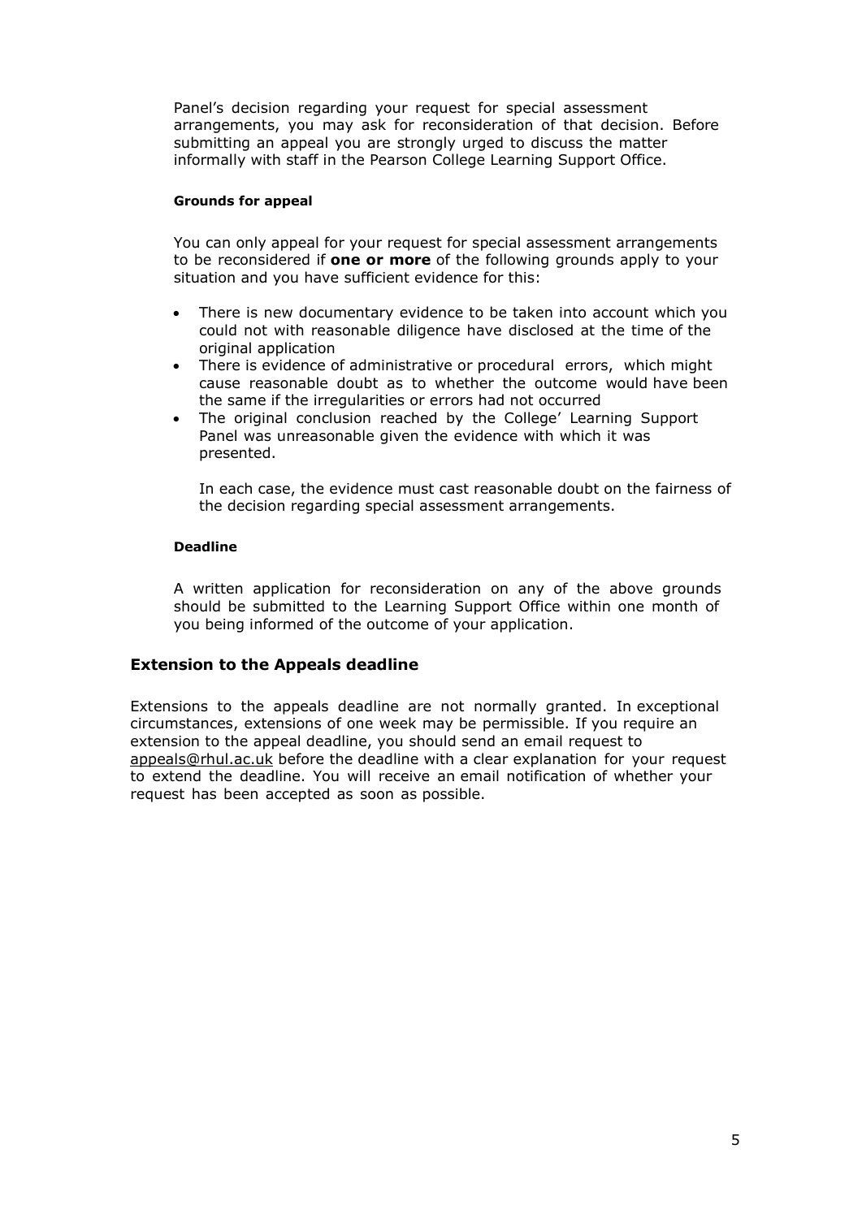Panel's decision regarding your request for special assessment arrangements, you may ask for reconsideration of that decision. Before submitting an appeal you are strongly urged to discuss the matter informally with staff in the Pearson College Learning Support Office.

#### Grounds for appeal

You can only appeal for your request for special assessment arrangements to be reconsidered if **one or more** of the following grounds apply to your situation and you have sufficient evidence for this:

- There is new documentary evidence to be taken into account which you could not with reasonable diligence have disclosed at the time of the original application
- There is evidence of administrative or procedural errors, which might cause reasonable doubt as to whether the outcome would have been the same if the irregularities or errors had not occurred
- The original conclusion reached by the College' Learning Support Panel was unreasonable given the evidence with which it was presented.

  In each case, the evidence must cast reasonable doubt on the fairness of the decision regarding special assessment arrangements.

#### Deadline

A written application for reconsideration on any of the above grounds should be submitted to the Learning Support Office within one month of you being informed of the outcome of your application.

### Extension to the Appeals deadline

Extensions to the appeals deadline are not normally granted. In exceptional circumstances, extensions of one week may be permissible. If you require an extension to the appeal deadline, you should send an email request to appeals@rhul.ac.uk before the deadline with a clear explanation for your request to extend the deadline. You will receive an email notification of whether your request has been accepted as soon as possible.